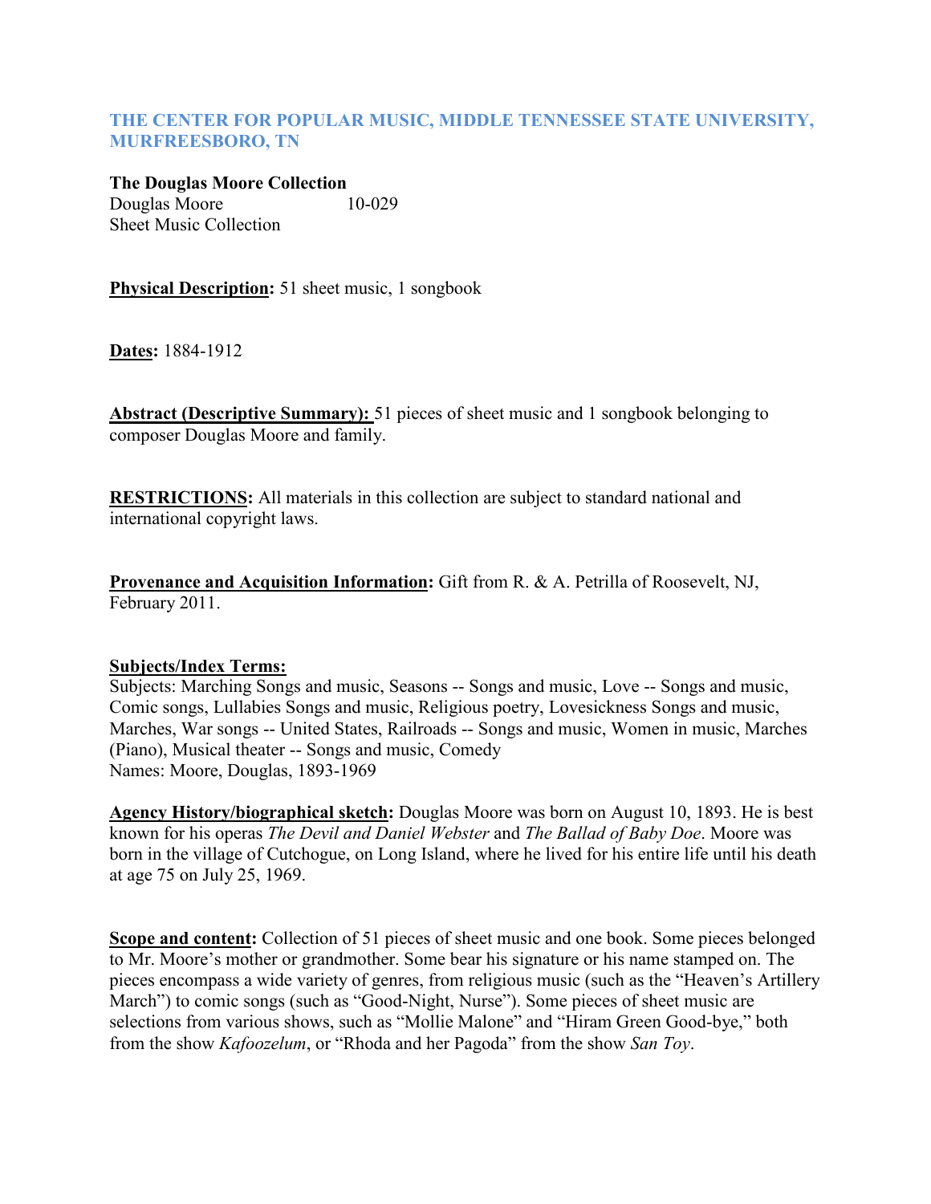# THE CENTER FOR POPULAR MUSIC, MIDDLE TENNESSEE STATE UNIVERSITY, MURFREESBORO, TN

**The Douglas Moore Collection**
Douglas Moore 10-029
Sheet Music Collection

**Physical Description:** 51 sheet music, 1 songbook

**Dates:** 1884-1912

**Abstract (Descriptive Summary):** 51 pieces of sheet music and 1 songbook belonging to composer Douglas Moore and family.

**RESTRICTIONS:** All materials in this collection are subject to standard national and international copyright laws.

**Provenance and Acquisition Information:** Gift from R. & A. Petrilla of Roosevelt, NJ, February 2011.

**Subjects/Index Terms:**
Subjects: Marching Songs and music, Seasons -- Songs and music, Love -- Songs and music, Comic songs, Lullabies Songs and music, Religious poetry, Lovesickness Songs and music, Marches, War songs -- United States, Railroads -- Songs and music, Women in music, Marches (Piano), Musical theater -- Songs and music, Comedy
Names: Moore, Douglas, 1893-1969

**Agency History/biographical sketch:** Douglas Moore was born on August 10, 1893. He is best known for his operas *The Devil and Daniel Webster* and *The Ballad of Baby Doe*. Moore was born in the village of Cutchogue, on Long Island, where he lived for his entire life until his death at age 75 on July 25, 1969.

**Scope and content:** Collection of 51 pieces of sheet music and one book. Some pieces belonged to Mr. Moore's mother or grandmother. Some bear his signature or his name stamped on. The pieces encompass a wide variety of genres, from religious music (such as the "Heaven's Artillery March") to comic songs (such as "Good-Night, Nurse"). Some pieces of sheet music are selections from various shows, such as "Mollie Malone" and "Hiram Green Good-bye," both from the show *Kafoozelum*, or "Rhoda and her Pagoda" from the show *San Toy*.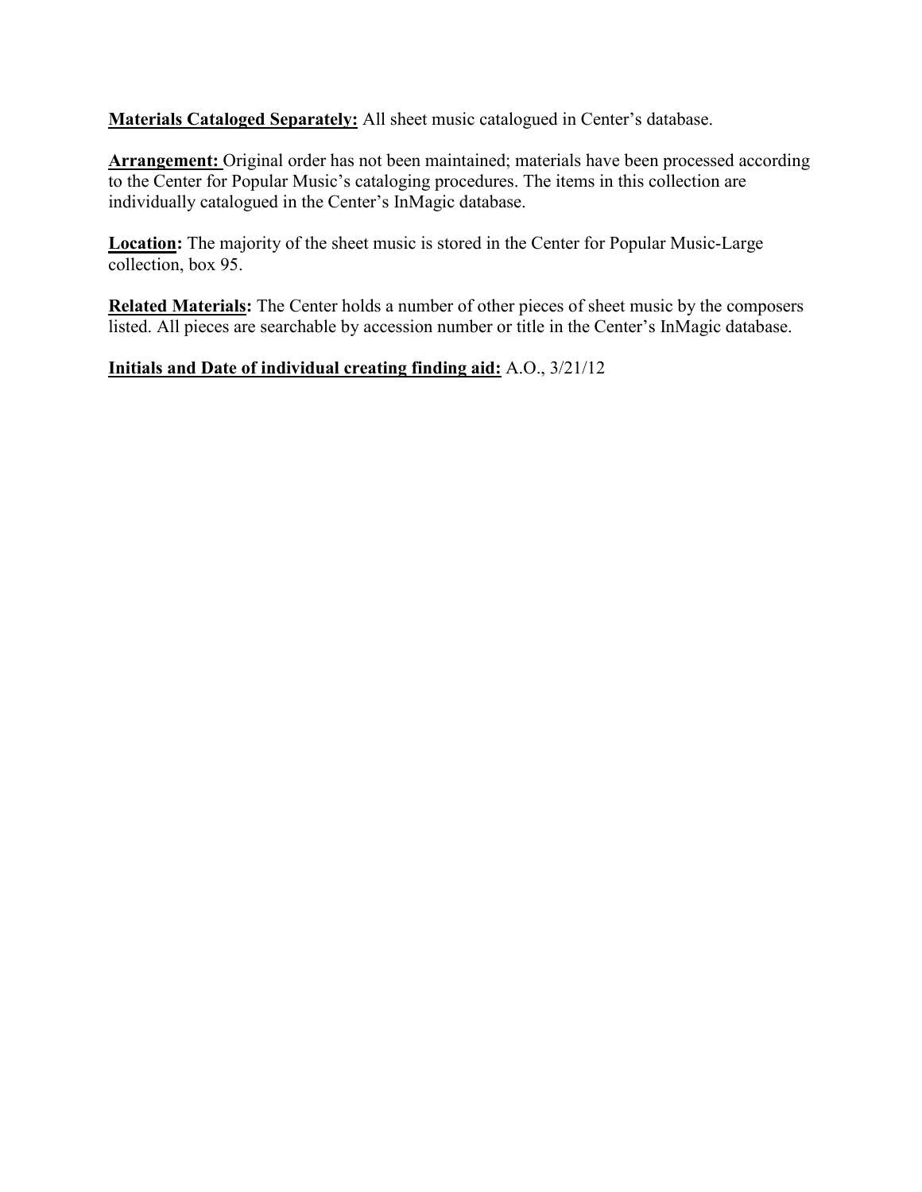**Materials Cataloged Separately:** All sheet music catalogued in Center's database.

**Arrangement:** Original order has not been maintained; materials have been processed according to the Center for Popular Music's cataloging procedures. The items in this collection are individually catalogued in the Center's InMagic database.

**Location:** The majority of the sheet music is stored in the Center for Popular Music-Large collection, box 95.

**Related Materials:** The Center holds a number of other pieces of sheet music by the composers listed. All pieces are searchable by accession number or title in the Center's InMagic database.

**Initials and Date of individual creating finding aid:** A.O., 3/21/12